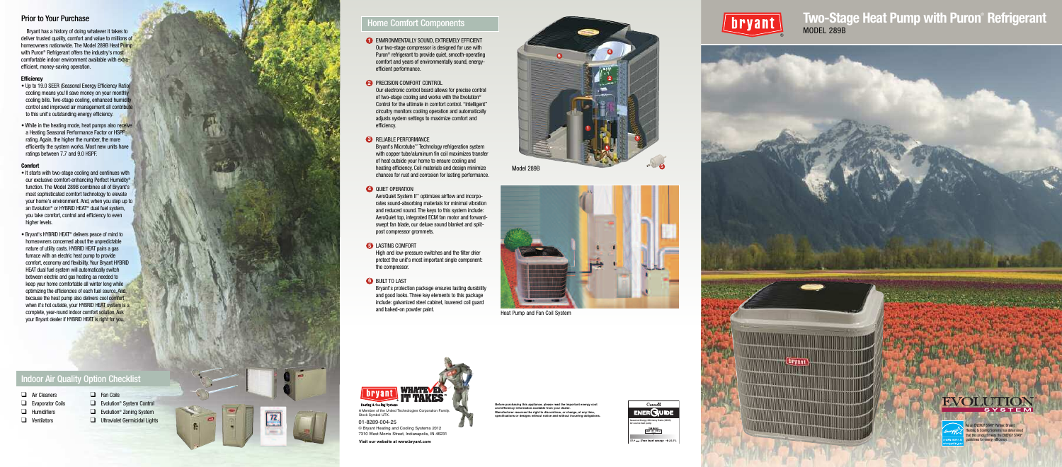## Prior to Your Purchase

Bryant has a history of doing whatever it takes to deliver trusted quality, comfort and value to millions of homeowners nationwide. The Model 289B Heat Pump with Puron® Refrigerant offers the industry's most comfortable indoor environment available with extra-efficient, money-saving operation.

### Efficiency

- Up to 19.0 SEER (Seasonal Energy Efficiency Ratio) cooling means you'll save money on your monthly cooling bills. Two-stage cooling, enhanced humidity control and improved air management all contribute to this unit's outstanding energy efficiency.
- While in the heating mode, heat pumps also receive a Heating Seasonal Performance Factor or HSPF rating. Again, the higher the number, the more efficiently the system works. Most new units have ratings between 7.7 and 9.0 HSPF.

### Comfort

- It starts with two-stage cooling and continues with our exclusive comfort-enhancing Perfect Humidity® function. The Model 289B combines all of Bryant's most sophisticated comfort technology to elevate your home's environment. And, when you step up to an Evolution® or HYBRID HEAT® dual fuel system, you take comfort, control and efficiency to even higher levels.
- Bryant's HYBRID HEAT® delivers peace of mind to homeowners concerned about the unpredictable nature of utility costs. HYBRID HEAT pairs a gas furnace with an electric heat pump to provide comfort, economy and flexibility. Your Bryant HYBRID HEAT dual fuel system will automatically switch between electric and gas heating as needed to keep your home comfortable all winter long while optimizing the efficiencies of each fuel source. And because the heat pump also delivers cool comfort when it's hot outside, your HYBRID HEAT system is a complete, year-round indoor comfort solution. Ask your Bryant dealer if HYBRID HEAT is right for you.

## Indoor Air Quality Option Checklist

- ❑ Air Cleaners
- ❑ Evaporator Coils
- ❑ Humidifiers
- ❑ Ventilators
- ❑ Fan Coils
- ❑ Evolution® System Control
- ❑ Evolution® Zoning System
- ❑ Ultraviolet Germicidal Lights

## Home Comfort Components

1. **ENVIRONMENTALLY SOUND, EXTREMELY EFFICIENT**
   Our two-stage compressor is designed for use with Puron® refrigerant to provide quiet, smooth-operating comfort and years of environmentally sound, energy-efficient performance.

2. **PRECISION COMFORT CONTROL**
   Our electronic control board allows for precise control of two-stage cooling and works with the Evolution® Control for the ultimate in comfort control. "Intelligent" circuitry monitors cooling operation and automatically adjusts system settings to maximize comfort and efficiency.

3. **RELIABLE PERFORMANCE**
   Bryant's Microtube™ Technology refrigeration system with copper tube/aluminum fin coil maximizes transfer of heat outside your home to ensure cooling and heating efficiency. Coil materials and design minimize chances for rust and corrosion for lasting performance.

4. **QUIET OPERATION**
   AeroQuiet System II™ optimizes airflow and incorporates sound-absorbing materials for minimal vibration and reduced sound. The keys to this system include: AeroQuiet top, integrated ECM fan motor and forward-swept fan blade, our deluxe sound blanket and split-post compressor grommets.

5. **LASTING COMFORT**
   High and low-pressure switches and the filter drier protect the unit's most important single component: the compressor.

6. **BUILT TO LAST**
   Bryant's protection package ensures lasting durability and good looks. Three key elements to this package include: galvanized steel cabinet, louvered coil guard and baked-on powder paint.

Model 289B

Heat Pump and Fan Coil System

bryant Heating & Cooling Systems — WHATEVER IT TAKES™

A Member of the United Technologies Corporation Family. Stock Symbol UTX.

01-8289-004-25

© Bryant Heating and Cooling Systems 2012
7310 West Morris Street, Indianapolis, IN 46231

Visit our website at www.bryant.com

Before purchasing this appliance, please read the important energy cost and efficiency information available from your dealer.
Manufacturer reserves the right to discontinue, or change, at any time, specifications or designs without notice and without incurring obligations.

# Two-Stage Heat Pump with Puron® Refrigerant

MODEL 289B

EVOLUTION SYSTEM

As an ENERGY STAR® Partner, Bryant Heating & Cooling Systems has determined that this product meets the ENERGY STAR® guidelines for energy efficiency.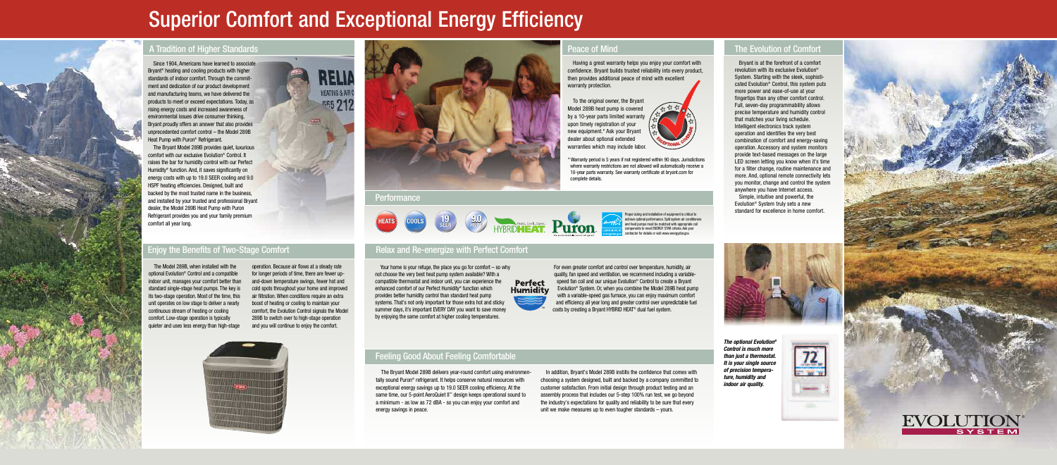# Superior Comfort and Exceptional Energy Efficiency

## A Tradition of Higher Standards

Since 1904, Americans have learned to associate Bryant® heating and cooling products with higher standards of indoor comfort. Through the commitment and dedication of our product development and manufacturing teams, we have delivered the products to meet or exceed expectations. Today, as rising energy costs and increased awareness of environmental issues drive consumer thinking, Bryant proudly offers an answer that also provides unprecedented comfort control – the Model 289B Heat Pump with Puron® Refrigerant.

The Bryant Model 289B provides quiet, luxurious comfort with our exclusive Evolution® Control. It raises the bar for humidity control with our Perfect Humidity® function. And, it saves significantly on energy costs with up to 19.0 SEER cooling and 9.0 HSPF heating efficiencies. Designed, built and backed by the most trusted name in the business, and installed by your trusted and professional Bryant dealer, the Model 289B Heat Pump with Puron Refrigerant provides you and your family premium comfort all year long.

## Enjoy the Benefits of Two-Stage Comfort

The Model 289B, when installed with the optional Evolution® Control and a compatible indoor unit, manages your comfort better than standard single-stage heat pumps. The key is its two-stage operation. Most of the time, this unit operates on low stage to deliver a nearly continuous stream of heating or cooling comfort. Low-stage operation is typically quieter and uses less energy than high-stage operation. Because air flows at a steady rate for longer periods of time, there are fewer up-and-down temperature swings, fewer hot and cold spots throughout your home and improved air filtration. When conditions require an extra boost of heating or cooling to maintain your comfort, the Evolution Control signals the Model 289B to switch over to high-stage operation and you will continue to enjoy the comfort.

## Peace of Mind

Having a great warranty helps you enjoy your comfort with confidence. Bryant builds trusted reliability into every product, then provides additional peace of mind with excellent warranty protection.

To the original owner, the Bryant Model 289B heat pump is covered by a 10-year parts limited warranty upon timely registration of your new equipment.* Ask your Bryant dealer about optional extended warranties which may include labor.

\* Warranty period is 5 years if not registered within 90 days. Jurisdictions where warranty restrictions are not allowed will automatically receive a 10-year parts warranty. See warranty certificate at bryant.com for complete details.

## Performance

HEATS COOLS 19 SEER 9.0 HSPF HYBRIDHEAT Puron

Proper sizing and installation of equipment is critical to achieve optimal performance. Split system air conditioners and heat pumps must be matched with appropriate coil components to meet ENERGY STAR criteria. Ask your contractor for details or visit www.energystar.gov

## Relax and Re-energize with Perfect Comfort

Your home is your refuge, the place you go for comfort – so why not choose the very best heat pump system available? With a compatible thermostat and indoor unit, you can experience the enhanced comfort of our Perfect Humidity® function which provides better humidity control than standard heat pump systems. That's not only important for those extra hot and sticky summer days, it's important EVERY DAY you want to save money by enjoying the same comfort at higher cooling temperatures.

For even greater comfort and control over temperature, humidity, air quality, fan speed and ventilation, we recommend including a variable-speed fan coil and our unique Evolution® Control to create a Bryant Evolution® System. Or, when you combine the Model 289B heat pump with a variable-speed gas furnace, you can enjoy maximum comfort and efficiency all year long and greater control over unpredictable fuel costs by creating a Bryant HYBRID HEAT® dual fuel system.

## Feeling Good About Feeling Comfortable

The Bryant Model 289B delivers year-round comfort using environmentally sound Puron® refrigerant. It helps conserve natural resources with exceptional energy savings up to 19.0 SEER cooling efficiency. At the same time, our 5-point AeroQuiet II™ design keeps operational sound to a minimum - as low as 72 dBA - so you can enjoy your comfort and energy savings in peace.

In addition, Bryant's Model 289B instills the confidence that comes with choosing a system designed, built and backed by a company committed to customer satisfaction. From initial design through product testing and an assembly process that includes our 5-step 100% run test, we go beyond the industry's expectations for quality and reliability to be sure that every unit we make measures up to even tougher standards – yours.

## The Evolution of Comfort

Bryant is at the forefront of a comfort revolution with its exclusive Evolution® System. Starting with the sleek, sophisticated Evolution® Control, this system puts more power and ease-of-use at your fingertips than any other comfort control. Full, seven-day programmability allows precise temperature and humidity control that matches your living schedule. Intelligent electronics track system operation and identifies the very best combination of comfort and energy-saving operation. Accessory and system monitors provide text-based messages on the large LED screen letting you know when it's time for a filter change, routine maintenance and more. And, optional remote connectivity lets you monitor, change and control the system anywhere you have Internet access.

Simple, intuitive and powerful, the Evolution® System truly sets a new standard for excellence in home comfort.

***The optional Evolution® Control is much more than just a thermostat. It is your single source of precision temperature, humidity and indoor air quality.***

EVOLUTION® SYSTEM